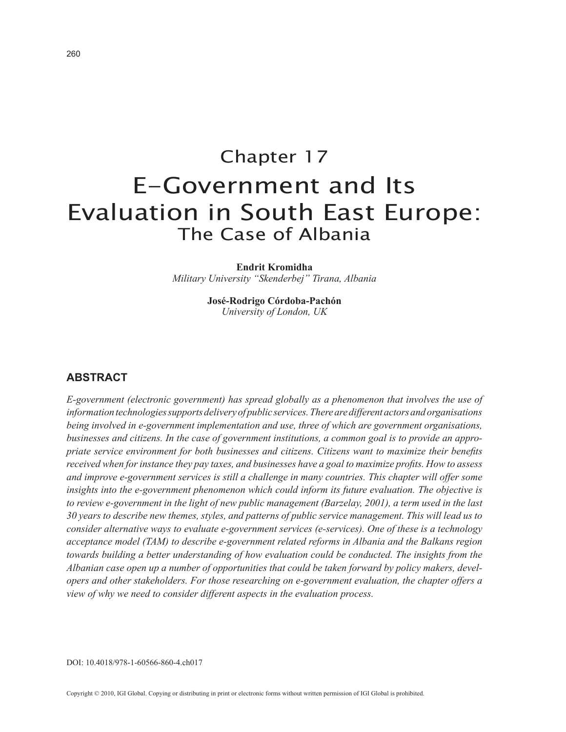# Chapter 17

# E-Government and Its Evaluation in South East Europe: The Case of Albania

**Endrit Kromidha**
*Military University "Skenderbej" Tirana, Albania*

**José-Rodrigo Córdoba-Pachón**
*University of London, UK*

## ABSTRACT

*E-government (electronic government) has spread globally as a phenomenon that involves the use of information technologies supports delivery of public services. There are different actors and organisations being involved in e-government implementation and use, three of which are government organisations, businesses and citizens. In the case of government institutions, a common goal is to provide an appropriate service environment for both businesses and citizens. Citizens want to maximize their benefits received when for instance they pay taxes, and businesses have a goal to maximize profits. How to assess and improve e-government services is still a challenge in many countries. This chapter will offer some insights into the e-government phenomenon which could inform its future evaluation. The objective is to review e-government in the light of new public management (Barzelay, 2001), a term used in the last 30 years to describe new themes, styles, and patterns of public service management. This will lead us to consider alternative ways to evaluate e-government services (e-services). One of these is a technology acceptance model (TAM) to describe e-government related reforms in Albania and the Balkans region towards building a better understanding of how evaluation could be conducted. The insights from the Albanian case open up a number of opportunities that could be taken forward by policy makers, developers and other stakeholders. For those researching on e-government evaluation, the chapter offers a view of why we need to consider different aspects in the evaluation process.*

DOI: 10.4018/978-1-60566-860-4.ch017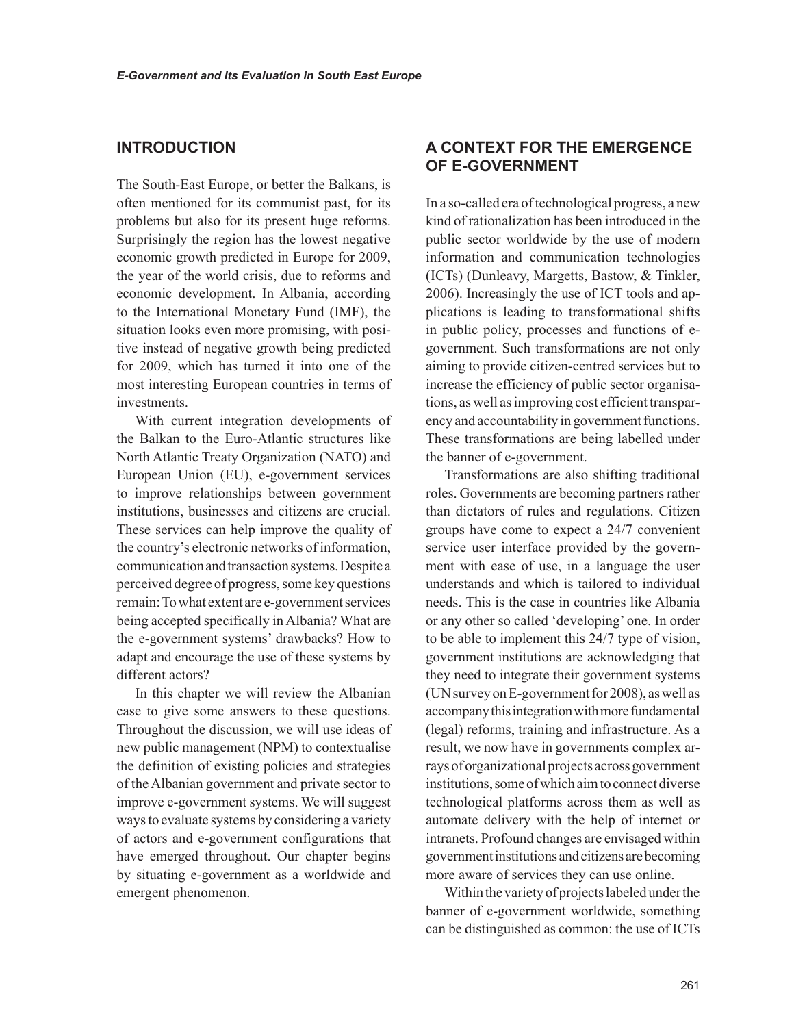## INTRODUCTION

The South-East Europe, or better the Balkans, is often mentioned for its communist past, for its problems but also for its present huge reforms. Surprisingly the region has the lowest negative economic growth predicted in Europe for 2009, the year of the world crisis, due to reforms and economic development. In Albania, according to the International Monetary Fund (IMF), the situation looks even more promising, with positive instead of negative growth being predicted for 2009, which has turned it into one of the most interesting European countries in terms of investments.

With current integration developments of the Balkan to the Euro-Atlantic structures like North Atlantic Treaty Organization (NATO) and European Union (EU), e-government services to improve relationships between government institutions, businesses and citizens are crucial. These services can help improve the quality of the country's electronic networks of information, communication and transaction systems. Despite a perceived degree of progress, some key questions remain: To what extent are e-government services being accepted specifically in Albania? What are the e-government systems' drawbacks? How to adapt and encourage the use of these systems by different actors?

In this chapter we will review the Albanian case to give some answers to these questions. Throughout the discussion, we will use ideas of new public management (NPM) to contextualise the definition of existing policies and strategies of the Albanian government and private sector to improve e-government systems. We will suggest ways to evaluate systems by considering a variety of actors and e-government configurations that have emerged throughout. Our chapter begins by situating e-government as a worldwide and emergent phenomenon.

## A CONTEXT FOR THE EMERGENCE OF E-GOVERNMENT

In a so-called era of technological progress, a new kind of rationalization has been introduced in the public sector worldwide by the use of modern information and communication technologies (ICTs) (Dunleavy, Margetts, Bastow, & Tinkler, 2006). Increasingly the use of ICT tools and applications is leading to transformational shifts in public policy, processes and functions of e-government. Such transformations are not only aiming to provide citizen-centred services but to increase the efficiency of public sector organisations, as well as improving cost efficient transparency and accountability in government functions. These transformations are being labelled under the banner of e-government.

Transformations are also shifting traditional roles. Governments are becoming partners rather than dictators of rules and regulations. Citizen groups have come to expect a 24/7 convenient service user interface provided by the government with ease of use, in a language the user understands and which is tailored to individual needs. This is the case in countries like Albania or any other so called 'developing' one. In order to be able to implement this 24/7 type of vision, government institutions are acknowledging that they need to integrate their government systems (UN survey on E-government for 2008), as well as accompany this integration with more fundamental (legal) reforms, training and infrastructure. As a result, we now have in governments complex arrays of organizational projects across government institutions, some of which aim to connect diverse technological platforms across them as well as automate delivery with the help of internet or intranets. Profound changes are envisaged within government institutions and citizens are becoming more aware of services they can use online.

Within the variety of projects labeled under the banner of e-government worldwide, something can be distinguished as common: the use of ICTs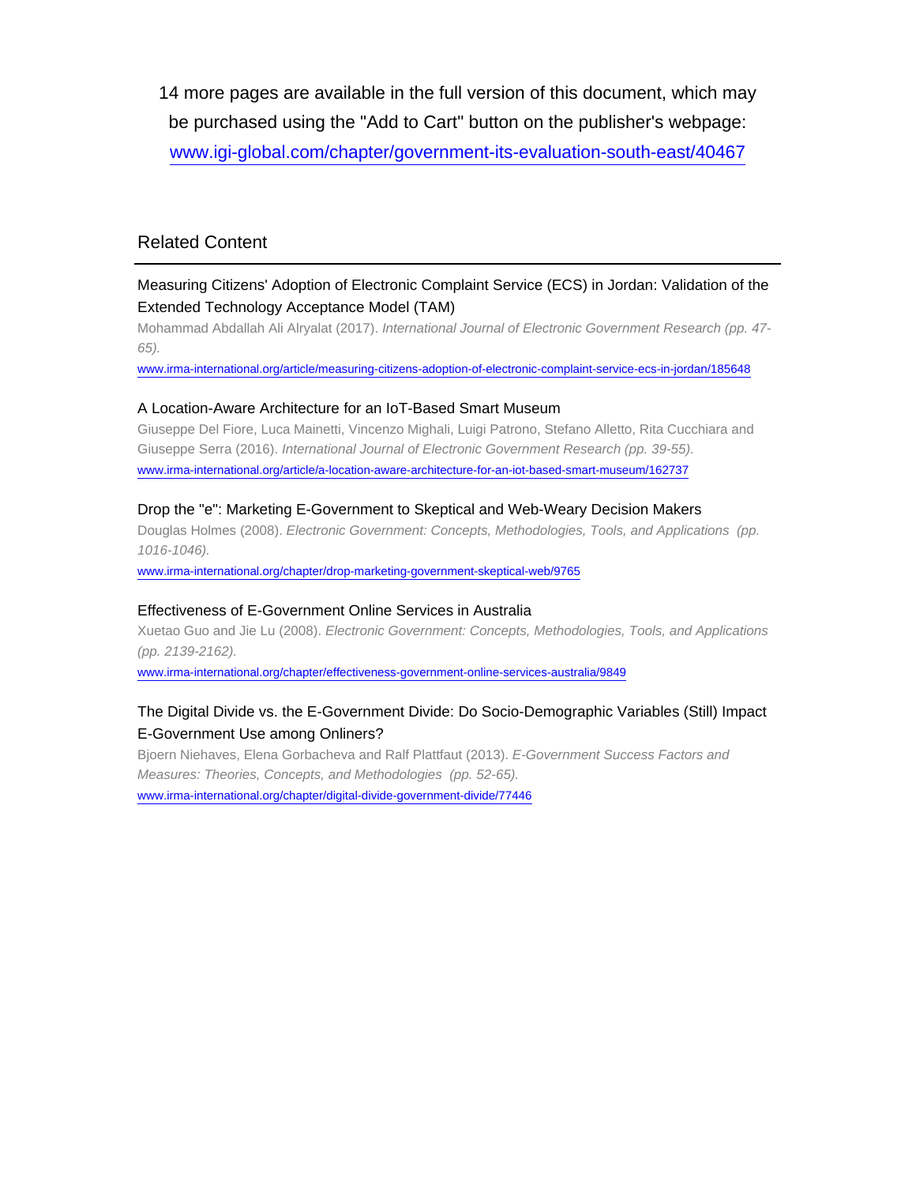14 more pages are available in the full version of this document, which may be purchased using the "Add to Cart" button on the publisher's webpage: [www.igi-global.com/chapter/government-its-evaluation-south-east/40467](www.igi-global.com/chapter/government-its-evaluation-south-east/40467)

## Related Content

Measuring Citizens' Adoption of Electronic Complaint Service (ECS) in Jordan: Validation of the Extended Technology Acceptance Model (TAM)

Mohammad Abdallah Ali Alryalat (2017). *International Journal of Electronic Government Research (pp. 47-65).*

[www.irma-international.org/article/measuring-citizens-adoption-of-electronic-complaint-service-ecs-in-jordan/185648](www.irma-international.org/article/measuring-citizens-adoption-of-electronic-complaint-service-ecs-in-jordan/185648)

A Location-Aware Architecture for an IoT-Based Smart Museum

Giuseppe Del Fiore, Luca Mainetti, Vincenzo Mighali, Luigi Patrono, Stefano Alletto, Rita Cucchiara and Giuseppe Serra (2016). *International Journal of Electronic Government Research (pp. 39-55).*

[www.irma-international.org/article/a-location-aware-architecture-for-an-iot-based-smart-museum/162737](www.irma-international.org/article/a-location-aware-architecture-for-an-iot-based-smart-museum/162737)

Drop the "e": Marketing E-Government to Skeptical and Web-Weary Decision Makers

Douglas Holmes (2008). *Electronic Government: Concepts, Methodologies, Tools, and Applications (pp. 1016-1046).*

[www.irma-international.org/chapter/drop-marketing-government-skeptical-web/9765](www.irma-international.org/chapter/drop-marketing-government-skeptical-web/9765)

Effectiveness of E-Government Online Services in Australia

Xuetao Guo and Jie Lu (2008). *Electronic Government: Concepts, Methodologies, Tools, and Applications (pp. 2139-2162).*

[www.irma-international.org/chapter/effectiveness-government-online-services-australia/9849](www.irma-international.org/chapter/effectiveness-government-online-services-australia/9849)

The Digital Divide vs. the E-Government Divide: Do Socio-Demographic Variables (Still) Impact E-Government Use among Onliners?

Bjoern Niehaves, Elena Gorbacheva and Ralf Plattfaut (2013). *E-Government Success Factors and Measures: Theories, Concepts, and Methodologies (pp. 52-65).*

[www.irma-international.org/chapter/digital-divide-government-divide/77446](www.irma-international.org/chapter/digital-divide-government-divide/77446)